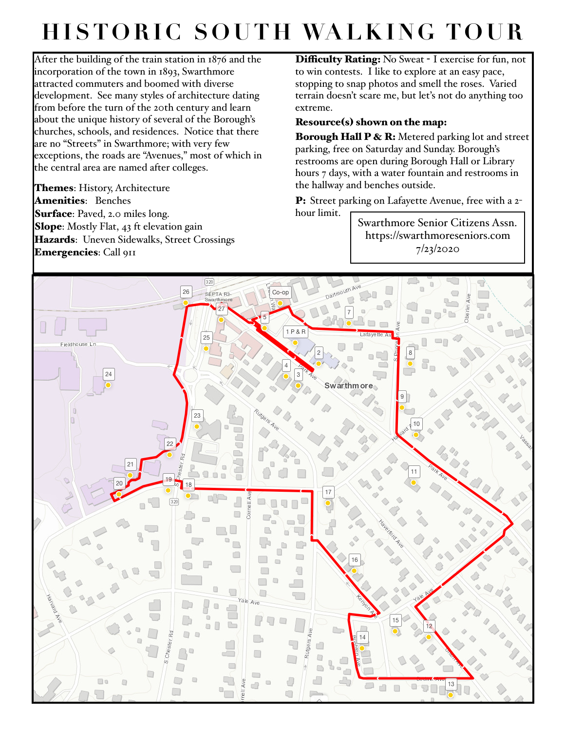# HISTORIC SOUTH WALKING TOUR

After the building of the train station in 1876 and the incorporation of the town in 1893, Swarthmore attracted commuters and boomed with diverse development. See many styles of architecture dating from before the turn of the 20th century and learn about the unique history of several of the Borough's churches, schools, and residences. Notice that there are no "Streets" in Swarthmore; with very few exceptions, the roads are "Avenues," most of which in the central area are named after colleges.

**Themes**: History, Architecture
**Amenities**: Benches
**Surface**: Paved, 2.0 miles long.
**Slope**: Mostly Flat, 43 ft elevation gain
**Hazards**: Uneven Sidewalks, Street Crossings
**Emergencies**: Call 911

**Difficulty Rating:** No Sweat - I exercise for fun, not to win contests. I like to explore at an easy pace, stopping to snap photos and smell the roses. Varied terrain doesn't scare me, but let's not do anything too extreme.

**Resource(s) shown on the map:**

**Borough Hall P & R:** Metered parking lot and street parking, free on Saturday and Sunday. Borough's restrooms are open during Borough Hall or Library hours 7 days, with a water fountain and restrooms in the hallway and benches outside.

**P:** Street parking on Lafayette Avenue, free with a 2-hour limit.

Swarthmore Senior Citizens Assn.
https://swarthmoreseniors.com
7/23/2020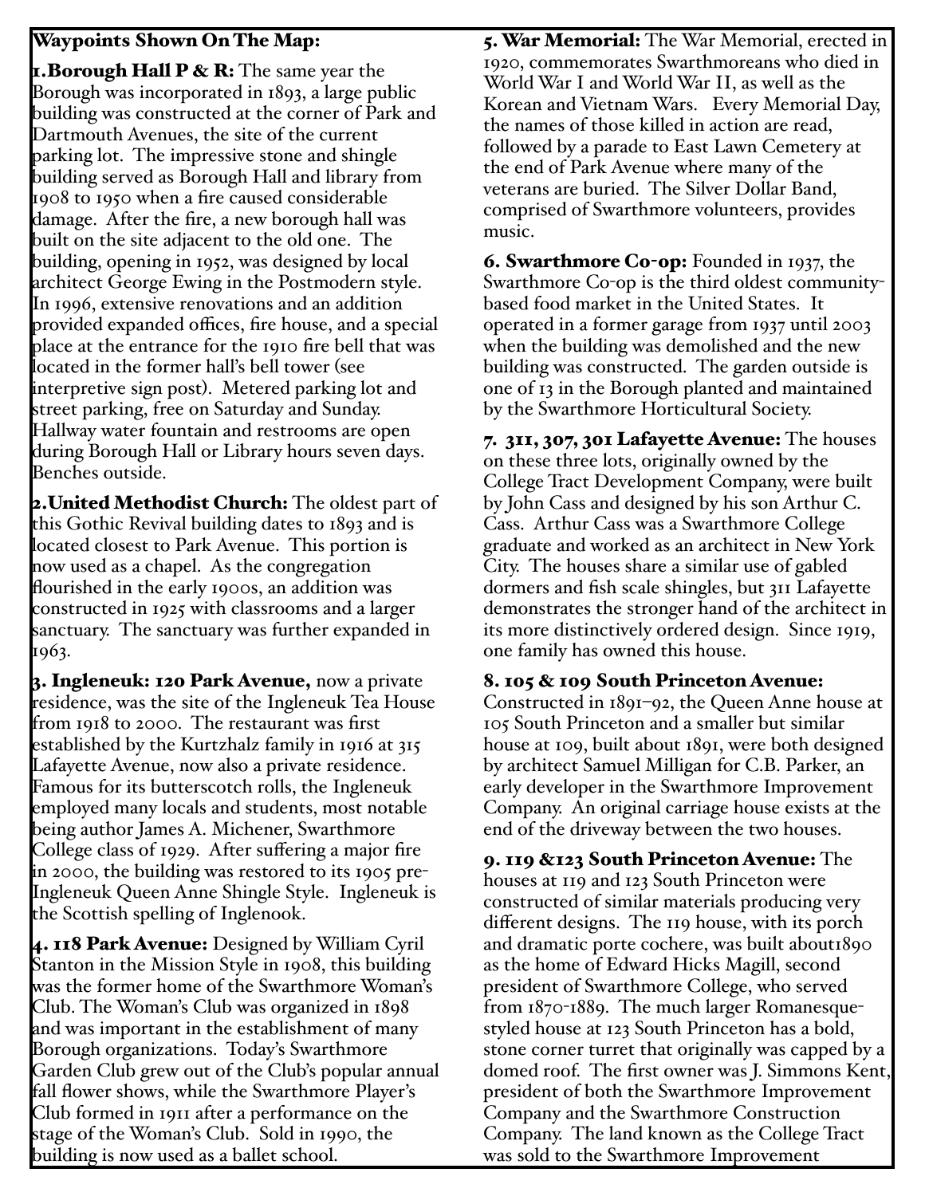## Waypoints Shown On The Map:

**1. Borough Hall P & R:** The same year the Borough was incorporated in 1893, a large public building was constructed at the corner of Park and Dartmouth Avenues, the site of the current parking lot. The impressive stone and shingle building served as Borough Hall and library from 1908 to 1950 when a fire caused considerable damage. After the fire, a new borough hall was built on the site adjacent to the old one. The building, opening in 1952, was designed by local architect George Ewing in the Postmodern style. In 1996, extensive renovations and an addition provided expanded offices, fire house, and a special place at the entrance for the 1910 fire bell that was located in the former hall's bell tower (see interpretive sign post). Metered parking lot and street parking, free on Saturday and Sunday. Hallway water fountain and restrooms are open during Borough Hall or Library hours seven days. Benches outside.

**2. United Methodist Church:** The oldest part of this Gothic Revival building dates to 1893 and is located closest to Park Avenue. This portion is now used as a chapel. As the congregation flourished in the early 1900s, an addition was constructed in 1925 with classrooms and a larger sanctuary. The sanctuary was further expanded in 1963.

**3. Ingleneuk: 120 Park Avenue,** now a private residence, was the site of the Ingleneuk Tea House from 1918 to 2000. The restaurant was first established by the Kurtzhalz family in 1916 at 315 Lafayette Avenue, now also a private residence. Famous for its butterscotch rolls, the Ingleneuk employed many locals and students, most notable being author James A. Michener, Swarthmore College class of 1929. After suffering a major fire in 2000, the building was restored to its 1905 pre-Ingleneuk Queen Anne Shingle Style. Ingleneuk is the Scottish spelling of Inglenook.

**4. 118 Park Avenue:** Designed by William Cyril Stanton in the Mission Style in 1908, this building was the former home of the Swarthmore Woman's Club. The Woman's Club was organized in 1898 and was important in the establishment of many Borough organizations. Today's Swarthmore Garden Club grew out of the Club's popular annual fall flower shows, while the Swarthmore Player's Club formed in 1911 after a performance on the stage of the Woman's Club. Sold in 1990, the building is now used as a ballet school.

**5. War Memorial:** The War Memorial, erected in 1920, commemorates Swarthmoreans who died in World War I and World War II, as well as the Korean and Vietnam Wars. Every Memorial Day, the names of those killed in action are read, followed by a parade to East Lawn Cemetery at the end of Park Avenue where many of the veterans are buried. The Silver Dollar Band, comprised of Swarthmore volunteers, provides music.

**6. Swarthmore Co-op:** Founded in 1937, the Swarthmore Co-op is the third oldest community-based food market in the United States. It operated in a former garage from 1937 until 2003 when the building was demolished and the new building was constructed. The garden outside is one of 13 in the Borough planted and maintained by the Swarthmore Horticultural Society.

**7. 311, 307, 301 Lafayette Avenue:** The houses on these three lots, originally owned by the College Tract Development Company, were built by John Cass and designed by his son Arthur C. Cass. Arthur Cass was a Swarthmore College graduate and worked as an architect in New York City. The houses share a similar use of gabled dormers and fish scale shingles, but 311 Lafayette demonstrates the stronger hand of the architect in its more distinctively ordered design. Since 1919, one family has owned this house.

**8. 105 & 109 South Princeton Avenue:** Constructed in 1891–92, the Queen Anne house at 105 South Princeton and a smaller but similar house at 109, built about 1891, were both designed by architect Samuel Milligan for C.B. Parker, an early developer in the Swarthmore Improvement Company. An original carriage house exists at the end of the driveway between the two houses.

**9. 119 &123 South Princeton Avenue:** The houses at 119 and 123 South Princeton were constructed of similar materials producing very different designs. The 119 house, with its porch and dramatic porte cochere, was built about1890 as the home of Edward Hicks Magill, second president of Swarthmore College, who served from 1870-1889. The much larger Romanesque-styled house at 123 South Princeton has a bold, stone corner turret that originally was capped by a domed roof. The first owner was J. Simmons Kent, president of both the Swarthmore Improvement Company and the Swarthmore Construction Company. The land known as the College Tract was sold to the Swarthmore Improvement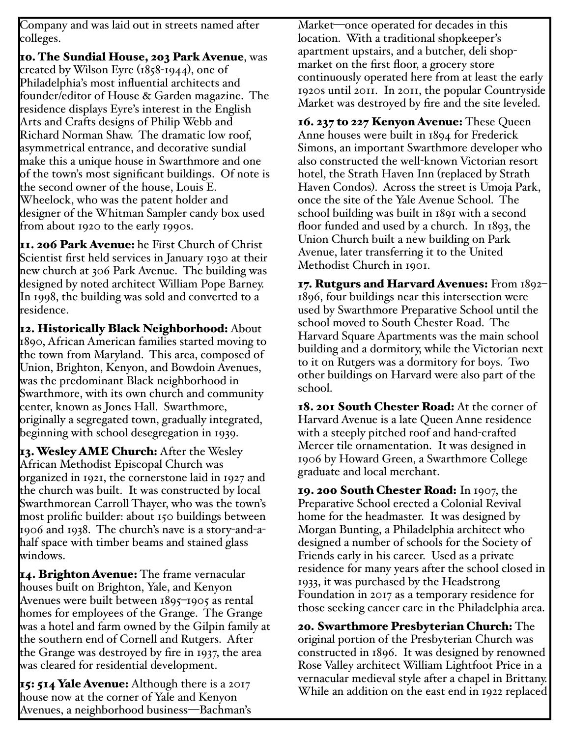Company and was laid out in streets named after colleges.

**10. The Sundial House, 203 Park Avenue**, was created by Wilson Eyre (1858-1944), one of Philadelphia's most influential architects and founder/editor of House & Garden magazine. The residence displays Eyre's interest in the English Arts and Crafts designs of Philip Webb and Richard Norman Shaw. The dramatic low roof, asymmetrical entrance, and decorative sundial make this a unique house in Swarthmore and one of the town's most significant buildings. Of note is the second owner of the house, Louis E. Wheelock, who was the patent holder and designer of the Whitman Sampler candy box used from about 1920 to the early 1990s.

**11. 206 Park Avenue:** he First Church of Christ Scientist first held services in January 1930 at their new church at 306 Park Avenue. The building was designed by noted architect William Pope Barney. In 1998, the building was sold and converted to a residence.

**12. Historically Black Neighborhood:** About 1890, African American families started moving to the town from Maryland. This area, composed of Union, Brighton, Kenyon, and Bowdoin Avenues, was the predominant Black neighborhood in Swarthmore, with its own church and community center, known as Jones Hall. Swarthmore, originally a segregated town, gradually integrated, beginning with school desegregation in 1939.

**13. Wesley AME Church:** After the Wesley African Methodist Episcopal Church was organized in 1921, the cornerstone laid in 1927 and the church was built. It was constructed by local Swarthmorean Carroll Thayer, who was the town's most prolific builder: about 150 buildings between 1906 and 1938. The church's nave is a story-and-a-half space with timber beams and stained glass windows.

**14. Brighton Avenue:** The frame vernacular houses built on Brighton, Yale, and Kenyon Avenues were built between 1895–1905 as rental homes for employees of the Grange. The Grange was a hotel and farm owned by the Gilpin family at the southern end of Cornell and Rutgers. After the Grange was destroyed by fire in 1937, the area was cleared for residential development.

**15: 514 Yale Avenue:** Although there is a 2017 house now at the corner of Yale and Kenyon Avenues, a neighborhood business—Bachman's Market—once operated for decades in this location. With a traditional shopkeeper's apartment upstairs, and a butcher, deli shop-market on the first floor, a grocery store continuously operated here from at least the early 1920s until 2011. In 2011, the popular Countryside Market was destroyed by fire and the site leveled.

**16. 237 to 227 Kenyon Avenue:** These Queen Anne houses were built in 1894 for Frederick Simons, an important Swarthmore developer who also constructed the well-known Victorian resort hotel, the Strath Haven Inn (replaced by Strath Haven Condos). Across the street is Umoja Park, once the site of the Yale Avenue School. The school building was built in 1891 with a second floor funded and used by a church. In 1893, the Union Church built a new building on Park Avenue, later transferring it to the United Methodist Church in 1901.

**17. Rutgurs and Harvard Avenues:** From 1892–1896, four buildings near this intersection were used by Swarthmore Preparative School until the school moved to South Chester Road. The Harvard Square Apartments was the main school building and a dormitory, while the Victorian next to it on Rutgers was a dormitory for boys. Two other buildings on Harvard were also part of the school.

**18. 201 South Chester Road:** At the corner of Harvard Avenue is a late Queen Anne residence with a steeply pitched roof and hand-crafted Mercer tile ornamentation. It was designed in 1906 by Howard Green, a Swarthmore College graduate and local merchant.

**19. 200 South Chester Road:** In 1907, the Preparative School erected a Colonial Revival home for the headmaster. It was designed by Morgan Bunting, a Philadelphia architect who designed a number of schools for the Society of Friends early in his career. Used as a private residence for many years after the school closed in 1933, it was purchased by the Headstrong Foundation in 2017 as a temporary residence for those seeking cancer care in the Philadelphia area.

**20. Swarthmore Presbyterian Church:** The original portion of the Presbyterian Church was constructed in 1896. It was designed by renowned Rose Valley architect William Lightfoot Price in a vernacular medieval style after a chapel in Brittany. While an addition on the east end in 1922 replaced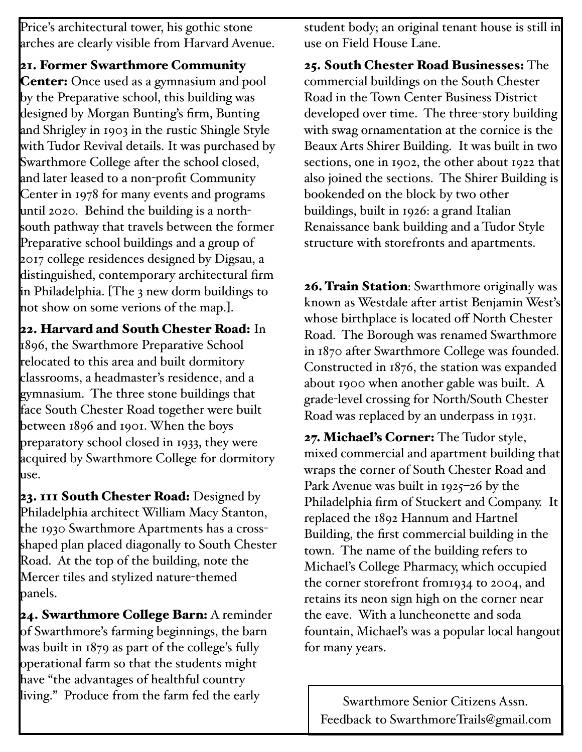Price's architectural tower, his gothic stone arches are clearly visible from Harvard Avenue.

**21. Former Swarthmore Community Center:** Once used as a gymnasium and pool by the Preparative school, this building was designed by Morgan Bunting's firm, Bunting and Shrigley in 1903 in the rustic Shingle Style with Tudor Revival details. It was purchased by Swarthmore College after the school closed, and later leased to a non-profit Community Center in 1978 for many events and programs until 2020. Behind the building is a north-south pathway that travels between the former Preparative school buildings and a group of 2017 college residences designed by Digsau, a distinguished, contemporary architectural firm in Philadelphia. [The 3 new dorm buildings to not show on some verions of the map.].

**22. Harvard and South Chester Road:** In 1896, the Swarthmore Preparative School relocated to this area and built dormitory classrooms, a headmaster's residence, and a gymnasium. The three stone buildings that face South Chester Road together were built between 1896 and 1901. When the boys preparatory school closed in 1933, they were acquired by Swarthmore College for dormitory use.

**23. 111 South Chester Road:** Designed by Philadelphia architect William Macy Stanton, the 1930 Swarthmore Apartments has a cross-shaped plan placed diagonally to South Chester Road. At the top of the building, note the Mercer tiles and stylized nature-themed panels.

**24. Swarthmore College Barn:** A reminder of Swarthmore's farming beginnings, the barn was built in 1879 as part of the college's fully operational farm so that the students might have "the advantages of healthful country living." Produce from the farm fed the early student body; an original tenant house is still in use on Field House Lane.

**25. South Chester Road Businesses:** The commercial buildings on the South Chester Road in the Town Center Business District developed over time. The three-story building with swag ornamentation at the cornice is the Beaux Arts Shirer Building. It was built in two sections, one in 1902, the other about 1922 that also joined the sections. The Shirer Building is bookended on the block by two other buildings, built in 1926: a grand Italian Renaissance bank building and a Tudor Style structure with storefronts and apartments.

**26. Train Station**: Swarthmore originally was known as Westdale after artist Benjamin West's whose birthplace is located off North Chester Road. The Borough was renamed Swarthmore in 1870 after Swarthmore College was founded. Constructed in 1876, the station was expanded about 1900 when another gable was built. A grade-level crossing for North/South Chester Road was replaced by an underpass in 1931.

**27. Michael's Corner:** The Tudor style, mixed commercial and apartment building that wraps the corner of South Chester Road and Park Avenue was built in 1925–26 by the Philadelphia firm of Stuckert and Company. It replaced the 1892 Hannum and Hartnel Building, the first commercial building in the town. The name of the building refers to Michael's College Pharmacy, which occupied the corner storefront from1934 to 2004, and retains its neon sign high on the corner near the eave. With a luncheonette and soda fountain, Michael's was a popular local hangout for many years.

Swarthmore Senior Citizens Assn.
Feedback to SwarthmoreTrails@gmail.com